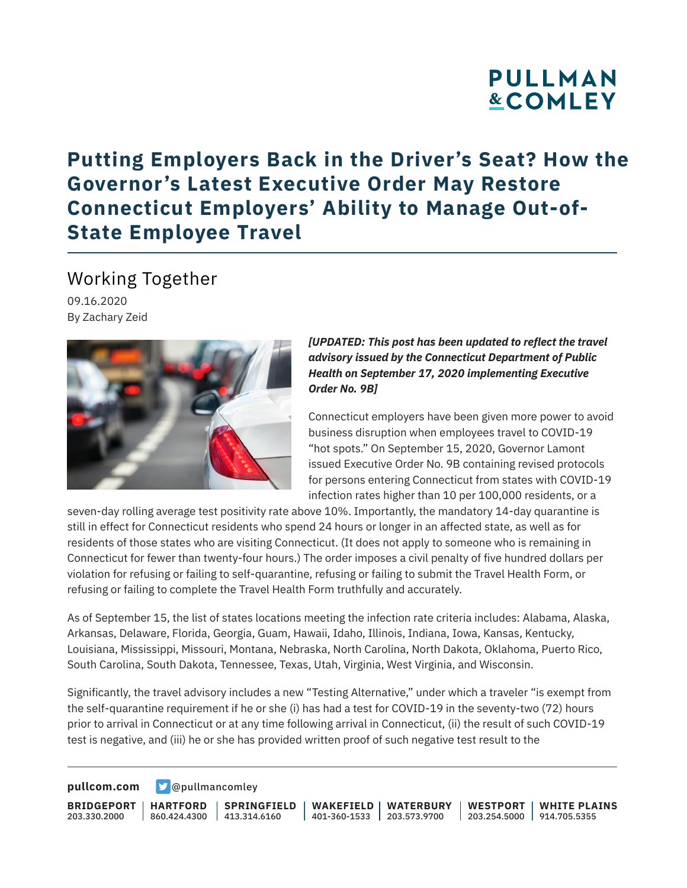# Putting Employers Back in the Driver's Seat? How the Governor's Latest Executive Order May Restore Connecticut Employers' Ability to Manage Out-of-State Employee Travel

## Working Together

09.16.2020

By Zachary Zeid

***[UPDATED: This post has been updated to reflect the travel advisory issued by the Connecticut Department of Public Health on September 17, 2020 implementing Executive Order No. 9B]***

Connecticut employers have been given more power to avoid business disruption when employees travel to COVID-19 "hot spots." On September 15, 2020, Governor Lamont issued Executive Order No. 9B containing revised protocols for persons entering Connecticut from states with COVID-19 infection rates higher than 10 per 100,000 residents, or a seven-day rolling average test positivity rate above 10%. Importantly, the mandatory 14-day quarantine is still in effect for Connecticut residents who spend 24 hours or longer in an affected state, as well as for residents of those states who are visiting Connecticut. (It does not apply to someone who is remaining in Connecticut for fewer than twenty-four hours.) The order imposes a civil penalty of five hundred dollars per violation for refusing or failing to self-quarantine, refusing or failing to submit the Travel Health Form, or refusing or failing to complete the Travel Health Form truthfully and accurately.

As of September 15, the list of states locations meeting the infection rate criteria includes: Alabama, Alaska, Arkansas, Delaware, Florida, Georgia, Guam, Hawaii, Idaho, Illinois, Indiana, Iowa, Kansas, Kentucky, Louisiana, Mississippi, Missouri, Montana, Nebraska, North Carolina, North Dakota, Oklahoma, Puerto Rico, South Carolina, South Dakota, Tennessee, Texas, Utah, Virginia, West Virginia, and Wisconsin.

Significantly, the travel advisory includes a new "Testing Alternative," under which a traveler "is exempt from the self-quarantine requirement if he or she (i) has had a test for COVID-19 in the seventy-two (72) hours prior to arrival in Connecticut or at any time following arrival in Connecticut, (ii) the result of such COVID-19 test is negative, and (iii) he or she has provided written proof of such negative test result to the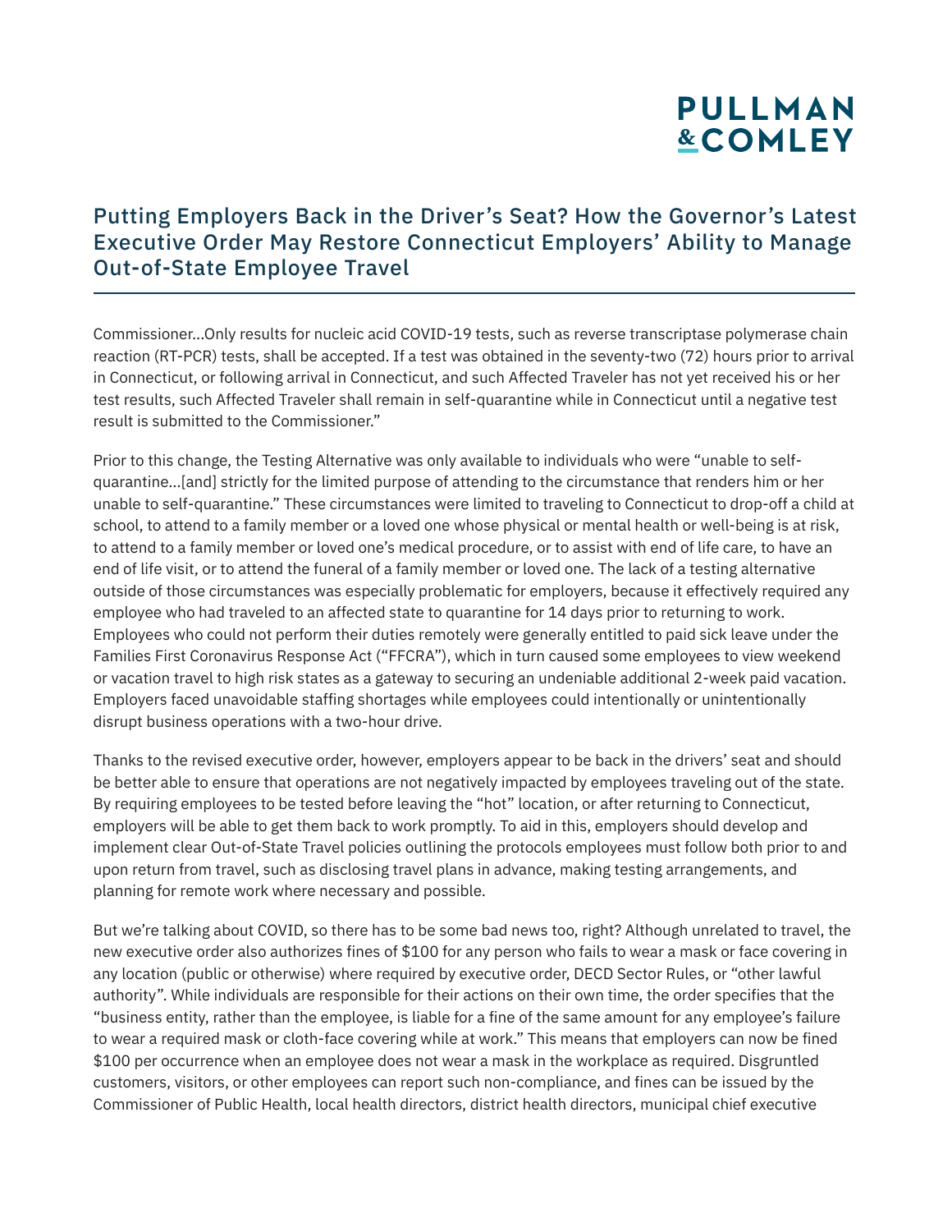Commissioner...Only results for nucleic acid COVID-19 tests, such as reverse transcriptase polymerase chain reaction (RT-PCR) tests, shall be accepted. If a test was obtained in the seventy-two (72) hours prior to arrival in Connecticut, or following arrival in Connecticut, and such Affected Traveler has not yet received his or her test results, such Affected Traveler shall remain in self-quarantine while in Connecticut until a negative test result is submitted to the Commissioner."

Prior to this change, the Testing Alternative was only available to individuals who were "unable to self-quarantine...[and] strictly for the limited purpose of attending to the circumstance that renders him or her unable to self-quarantine." These circumstances were limited to traveling to Connecticut to drop-off a child at school, to attend to a family member or a loved one whose physical or mental health or well-being is at risk, to attend to a family member or loved one's medical procedure, or to assist with end of life care, to have an end of life visit, or to attend the funeral of a family member or loved one. The lack of a testing alternative outside of those circumstances was especially problematic for employers, because it effectively required any employee who had traveled to an affected state to quarantine for 14 days prior to returning to work. Employees who could not perform their duties remotely were generally entitled to paid sick leave under the Families First Coronavirus Response Act ("FFCRA"), which in turn caused some employees to view weekend or vacation travel to high risk states as a gateway to securing an undeniable additional 2-week paid vacation. Employers faced unavoidable staffing shortages while employees could intentionally or unintentionally disrupt business operations with a two-hour drive.

Thanks to the revised executive order, however, employers appear to be back in the drivers' seat and should be better able to ensure that operations are not negatively impacted by employees traveling out of the state. By requiring employees to be tested before leaving the "hot" location, or after returning to Connecticut, employers will be able to get them back to work promptly. To aid in this, employers should develop and implement clear Out-of-State Travel policies outlining the protocols employees must follow both prior to and upon return from travel, such as disclosing travel plans in advance, making testing arrangements, and planning for remote work where necessary and possible.

But we're talking about COVID, so there has to be some bad news too, right? Although unrelated to travel, the new executive order also authorizes fines of $100 for any person who fails to wear a mask or face covering in any location (public or otherwise) where required by executive order, DECD Sector Rules, or "other lawful authority". While individuals are responsible for their actions on their own time, the order specifies that the "business entity, rather than the employee, is liable for a fine of the same amount for any employee's failure to wear a required mask or cloth-face covering while at work." This means that employers can now be fined $100 per occurrence when an employee does not wear a mask in the workplace as required. Disgruntled customers, visitors, or other employees can report such non-compliance, and fines can be issued by the Commissioner of Public Health, local health directors, district health directors, municipal chief executive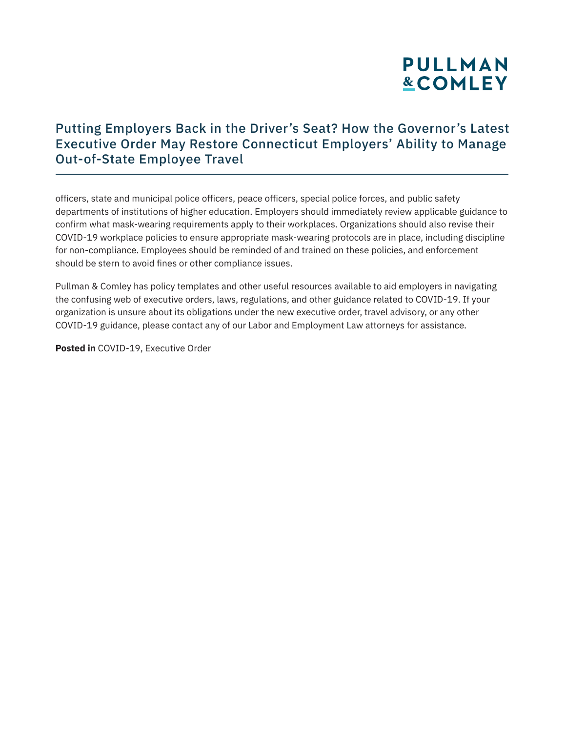officers, state and municipal police officers, peace officers, special police forces, and public safety departments of institutions of higher education. Employers should immediately review applicable guidance to confirm what mask-wearing requirements apply to their workplaces. Organizations should also revise their COVID-19 workplace policies to ensure appropriate mask-wearing protocols are in place, including discipline for non-compliance. Employees should be reminded of and trained on these policies, and enforcement should be stern to avoid fines or other compliance issues.

Pullman & Comley has policy templates and other useful resources available to aid employers in navigating the confusing web of executive orders, laws, regulations, and other guidance related to COVID-19. If your organization is unsure about its obligations under the new executive order, travel advisory, or any other COVID-19 guidance, please contact any of our Labor and Employment Law attorneys for assistance.

**Posted in** COVID-19, Executive Order